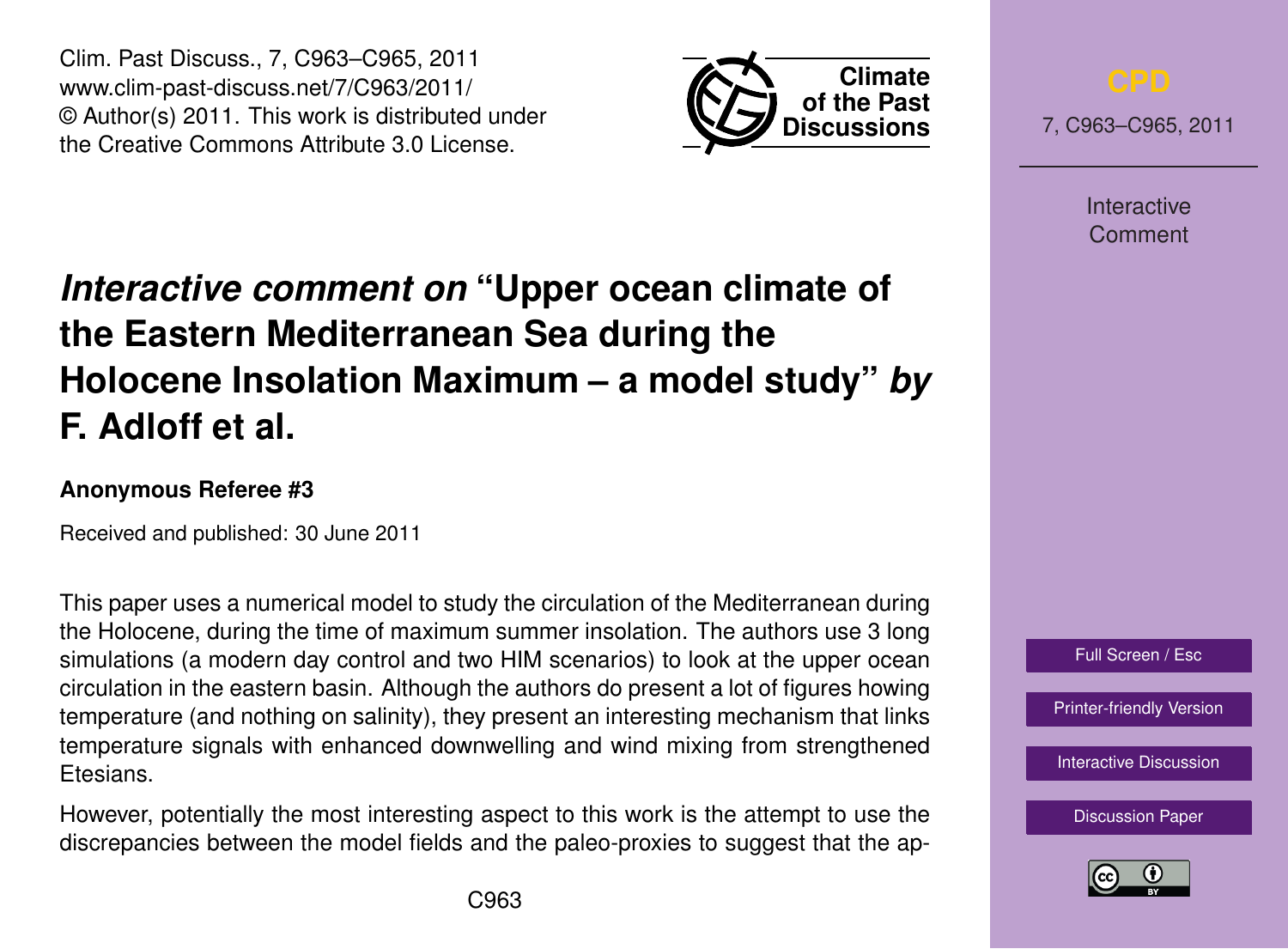# *Interactive comment on* "Upper ocean climate of the Eastern Mediterranean Sea during the Holocene Insolation Maximum – a model study" *by* F. Adloff et al.

**Anonymous Referee #3**

Received and published: 30 June 2011

This paper uses a numerical model to study the circulation of the Mediterranean during the Holocene, during the time of maximum summer insolation. The authors use 3 long simulations (a modern day control and two HIM scenarios) to look at the upper ocean circulation in the eastern basin. Although the authors do present a lot of figures howing temperature (and nothing on salinity), they present an interesting mechanism that links temperature signals with enhanced downwelling and wind mixing from strengthened Etesians.

However, potentially the most interesting aspect to this work is the attempt to use the discrepancies between the model fields and the paleo-proxies to suggest that the ap-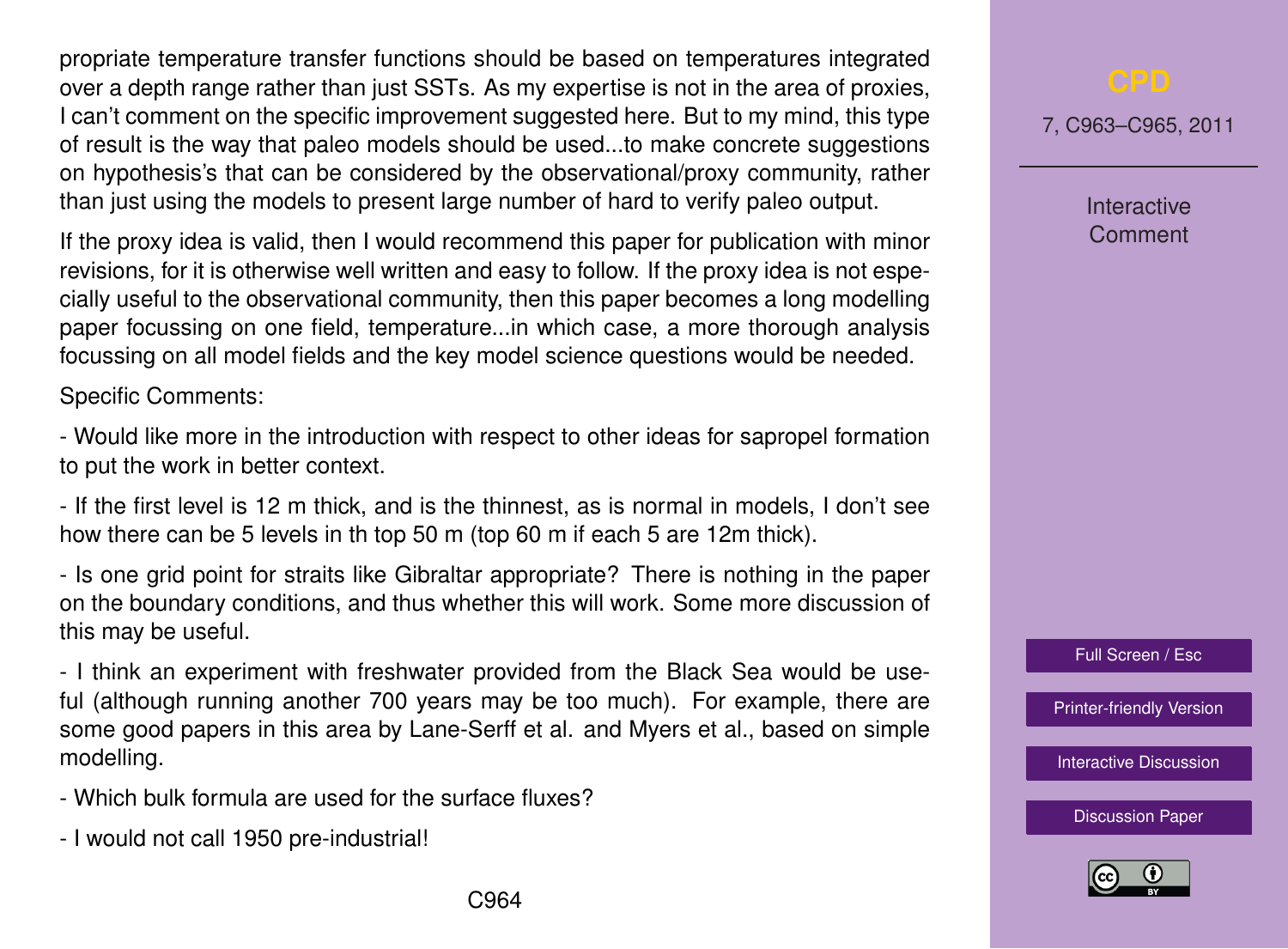propriate temperature transfer functions should be based on temperatures integrated over a depth range rather than just SSTs. As my expertise is not in the area of proxies, I can't comment on the specific improvement suggested here. But to my mind, this type of result is the way that paleo models should be used...to make concrete suggestions on hypothesis's that can be considered by the observational/proxy community, rather than just using the models to present large number of hard to verify paleo output.

If the proxy idea is valid, then I would recommend this paper for publication with minor revisions, for it is otherwise well written and easy to follow. If the proxy idea is not especially useful to the observational community, then this paper becomes a long modelling paper focussing on one field, temperature...in which case, a more thorough analysis focussing on all model fields and the key model science questions would be needed.

Specific Comments:

- Would like more in the introduction with respect to other ideas for sapropel formation to put the work in better context.

- If the first level is 12 m thick, and is the thinnest, as is normal in models, I don't see how there can be 5 levels in th top 50 m (top 60 m if each 5 are 12m thick).

- Is one grid point for straits like Gibraltar appropriate? There is nothing in the paper on the boundary conditions, and thus whether this will work. Some more discussion of this may be useful.

- I think an experiment with freshwater provided from the Black Sea would be useful (although running another 700 years may be too much). For example, there are some good papers in this area by Lane-Serff et al. and Myers et al., based on simple modelling.

- Which bulk formula are used for the surface fluxes?

- I would not call 1950 pre-industrial!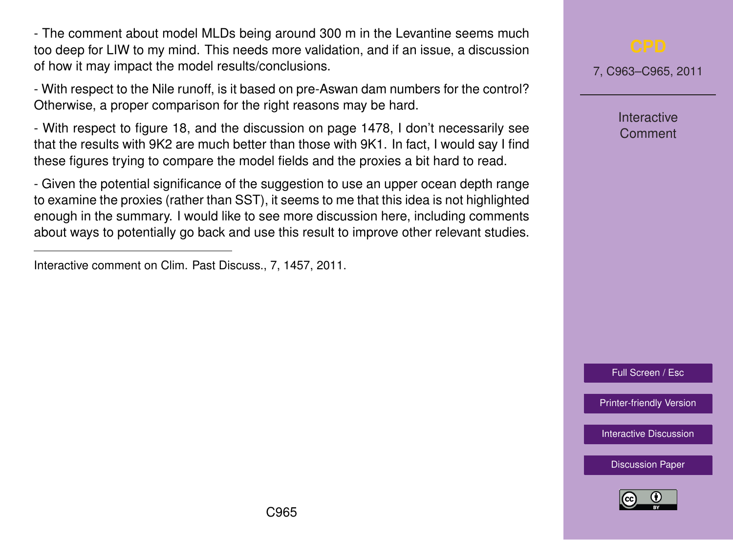- The comment about model MLDs being around 300 m in the Levantine seems much too deep for LIW to my mind. This needs more validation, and if an issue, a discussion of how it may impact the model results/conclusions.

- With respect to the Nile runoff, is it based on pre-Aswan dam numbers for the control? Otherwise, a proper comparison for the right reasons may be hard.

- With respect to figure 18, and the discussion on page 1478, I don't necessarily see that the results with 9K2 are much better than those with 9K1. In fact, I would say I find these figures trying to compare the model fields and the proxies a bit hard to read.

- Given the potential significance of the suggestion to use an upper ocean depth range to examine the proxies (rather than SST), it seems to me that this idea is not highlighted enough in the summary. I would like to see more discussion here, including comments about ways to potentially go back and use this result to improve other relevant studies.

---

Interactive comment on Clim. Past Discuss., 7, 1457, 2011.